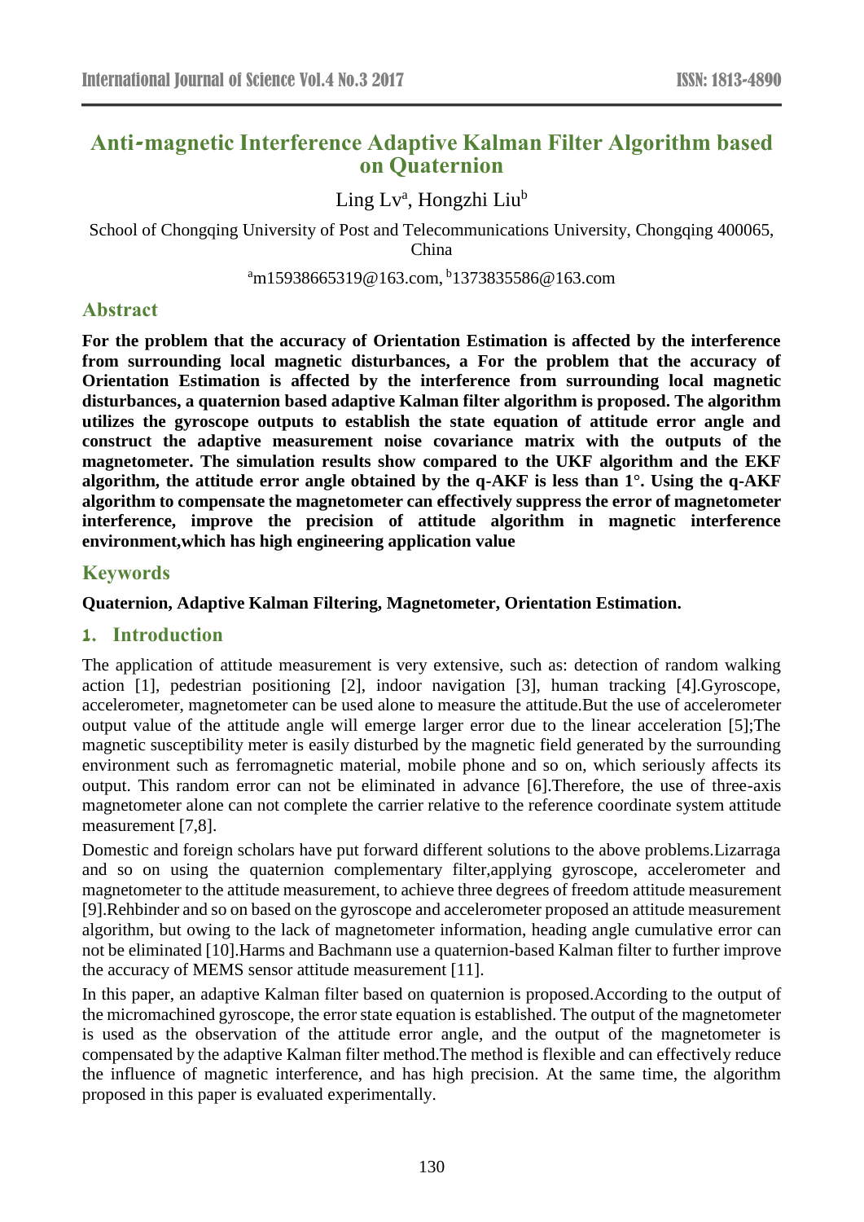# Anti-magnetic Interference Adaptive Kalman Filter Algorithm based on Quaternion

Ling Lv[a], Hongzhi Liu[b]

School of Chongqing University of Post and Telecommunications University, Chongqing 400065, China

[a]m15938665319@163.com, [b]1373835586@163.com

## Abstract

**For the problem that the accuracy of Orientation Estimation is affected by the interference from surrounding local magnetic disturbances, a For the problem that the accuracy of Orientation Estimation is affected by the interference from surrounding local magnetic disturbances, a quaternion based adaptive Kalman filter algorithm is proposed. The algorithm utilizes the gyroscope outputs to establish the state equation of attitude error angle and construct the adaptive measurement noise covariance matrix with the outputs of the magnetometer. The simulation results show compared to the UKF algorithm and the EKF algorithm, the attitude error angle obtained by the q-AKF is less than 1°. Using the q-AKF algorithm to compensate the magnetometer can effectively suppress the error of magnetometer interference, improve the precision of attitude algorithm in magnetic interference environment,which has high engineering application value**

## Keywords

**Quaternion, Adaptive Kalman Filtering, Magnetometer, Orientation Estimation.**

## 1. Introduction

The application of attitude measurement is very extensive, such as: detection of random walking action [1], pedestrian positioning [2], indoor navigation [3], human tracking [4].Gyroscope, accelerometer, magnetometer can be used alone to measure the attitude.But the use of accelerometer output value of the attitude angle will emerge larger error due to the linear acceleration [5];The magnetic susceptibility meter is easily disturbed by the magnetic field generated by the surrounding environment such as ferromagnetic material, mobile phone and so on, which seriously affects its output. This random error can not be eliminated in advance [6].Therefore, the use of three-axis magnetometer alone can not complete the carrier relative to the reference coordinate system attitude measurement [7,8].

Domestic and foreign scholars have put forward different solutions to the above problems.Lizarraga and so on using the quaternion complementary filter,applying gyroscope, accelerometer and magnetometer to the attitude measurement, to achieve three degrees of freedom attitude measurement [9].Rehbinder and so on based on the gyroscope and accelerometer proposed an attitude measurement algorithm, but owing to the lack of magnetometer information, heading angle cumulative error can not be eliminated [10].Harms and Bachmann use a quaternion-based Kalman filter to further improve the accuracy of MEMS sensor attitude measurement [11].

In this paper, an adaptive Kalman filter based on quaternion is proposed.According to the output of the micromachined gyroscope, the error state equation is established. The output of the magnetometer is used as the observation of the attitude error angle, and the output of the magnetometer is compensated by the adaptive Kalman filter method.The method is flexible and can effectively reduce the influence of magnetic interference, and has high precision. At the same time, the algorithm proposed in this paper is evaluated experimentally.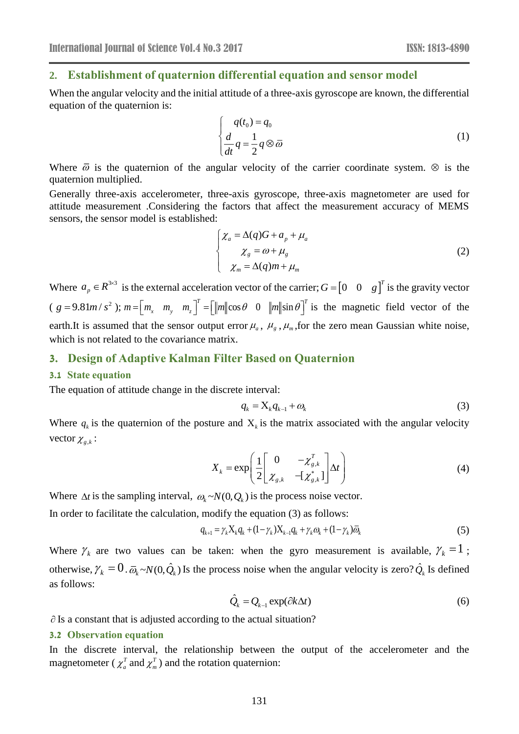## 2. Establishment of quaternion differential equation and sensor model

When the angular velocity and the initial attitude of a three-axis gyroscope are known, the differential equation of the quaternion is:

$$\begin{cases} q(t_0) = q_0 \\ \dfrac{d}{dt} q = \dfrac{1}{2} q \otimes \bar{\omega} \end{cases} \tag{1}$$

Where $\bar{\omega}$ is the quaternion of the angular velocity of the carrier coordinate system. $\otimes$ is the quaternion multiplied.

Generally three-axis accelerometer, three-axis gyroscope, three-axis magnetometer are used for attitude measurement .Considering the factors that affect the measurement accuracy of MEMS sensors, the sensor model is established:

$$\begin{cases} \chi_a = \Delta(q)G + a_p + \mu_a \\ \chi_g = \omega + \mu_g \\ \chi_m = \Delta(q)m + \mu_m \end{cases} \tag{2}$$

Where $a_p \in R^{3\times3}$ is the external acceleration vector of the carrier; $G = \begin{bmatrix} 0 & 0 & g \end{bmatrix}^T$ is the gravity vector ( $g = 9.81m/s^2$ ); $m = \begin{bmatrix} m_x & m_y & m_z \end{bmatrix}^T = \begin{bmatrix} \|m\|\cos\theta & 0 & \|m\|\sin\theta \end{bmatrix}^T$ is the magnetic field vector of the earth.It is assumed that the sensor output error $\mu_a$, $\mu_g$ , $\mu_m$ ,for the zero mean Gaussian white noise, which is not related to the covariance matrix.

## 3. Design of Adaptive Kalman Filter Based on Quaternion

### 3.1 State equation

The equation of attitude change in the discrete interval:

$$q_k = \mathrm{X}_k q_{k-1} + \omega_k \tag{3}$$

Where $q_k$ is the quaternion of the posture and $\mathrm{X}_k$ is the matrix associated with the angular velocity vector $\chi_{g,k}$ :

$$X_k = \exp\left( \frac{1}{2} \begin{bmatrix} 0 & -\chi_{g,k}^T \\ \chi_{g,k} & -[\chi_{g,k}^*] \end{bmatrix} \Delta t \right) \tag{4}$$

Where $\Delta t$ is the sampling interval, $\omega_k \sim N(0, Q_k)$ is the process noise vector.

In order to facilitate the calculation, modify the equation (3) as follows:

$$q_{k+1} = \gamma_k \mathrm{X}_k q_k + (1-\gamma_k)\mathrm{X}_{k-1} q_k + \gamma_k \omega_k + (1-\gamma_k)\bar{\omega}_k \tag{5}$$

Where $\gamma_k$ are two values can be taken: when the gyro measurement is available, $\gamma_k = 1$ ; otherwise, $\gamma_k = 0$ . $\bar{\omega}_k \sim N(0, \hat{Q}_k)$ Is the process noise when the angular velocity is zero? $\hat{Q}_k$ Is defined as follows:

$$\hat{Q}_k = Q_{k-1} \exp(\partial k \Delta t) \tag{6}$$

$\partial$ Is a constant that is adjusted according to the actual situation?

### 3.2 Observation equation

In the discrete interval, the relationship between the output of the accelerometer and the magnetometer ( $\chi_a^T$ and $\chi_m^T$ ) and the rotation quaternion: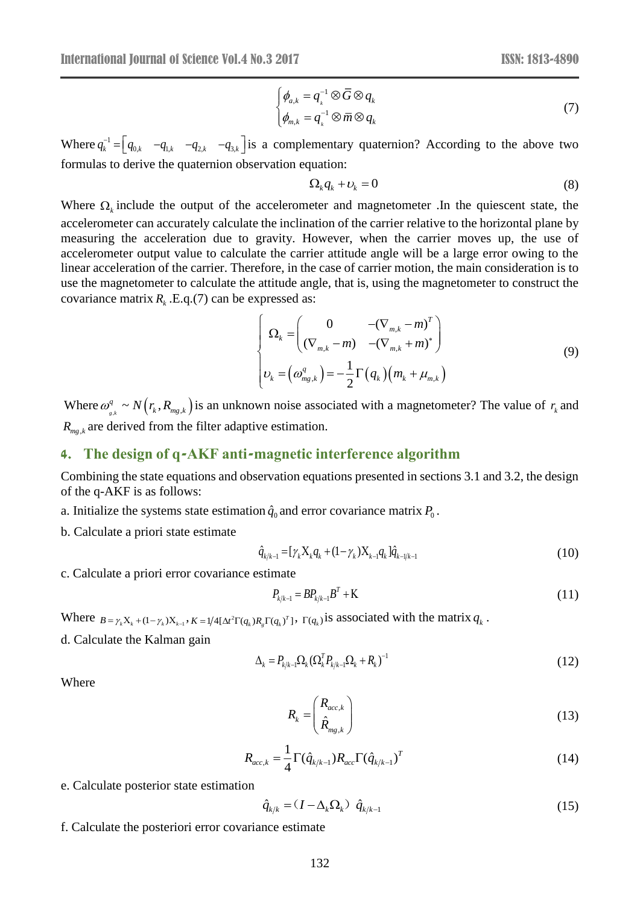$$\begin{cases} \phi_{a,k} = q_k^{-1} \otimes \bar{G} \otimes q_k \\ \phi_{m,k} = q_k^{-1} \otimes \bar{m} \otimes q_k \end{cases} \tag{7}$$

Where $q_k^{-1} = \begin{bmatrix} q_{0,k} & -q_{1,k} & -q_{2,k} & -q_{3,k} \end{bmatrix}$ is a complementary quaternion? According to the above two formulas to derive the quaternion observation equation:

$$\Omega_k q_k + \upsilon_k = 0 \tag{8}$$

Where $\Omega_k$ include the output of the accelerometer and magnetometer .In the quiescent state, the accelerometer can accurately calculate the inclination of the carrier relative to the horizontal plane by measuring the acceleration due to gravity. However, when the carrier moves up, the use of accelerometer output value to calculate the carrier attitude angle will be a large error owing to the linear acceleration of the carrier. Therefore, in the case of carrier motion, the main consideration is to use the magnetometer to calculate the attitude angle, that is, using the magnetometer to construct the covariance matrix $R_k$ .E.q.(7) can be expressed as:

$$\begin{cases} \Omega_k = \begin{pmatrix} 0 & -(\nabla_{m,k} - m)^T \\ (\nabla_{m,k} - m) & -(\nabla_{m,k} + m)^* \end{pmatrix} \\ \upsilon_k = \left(\omega_{mg,k}^q\right) = -\dfrac{1}{2}\Gamma\left(q_k\right)\left(m_k + \mu_{m,k}\right) \end{cases} \tag{9}$$

Where $\omega_{g,k}^q \sim N\left(r_k, R_{mg,k}\right)$ is an unknown noise associated with a magnetometer? The value of $r_k$ and $R_{mg,k}$ are derived from the filter adaptive estimation.

## 4. The design of q-AKF anti-magnetic interference algorithm

Combining the state equations and observation equations presented in sections 3.1 and 3.2, the design of the q-AKF is as follows:

a. Initialize the systems state estimation $\hat{q}_0$ and error covariance matrix $P_0$.

b. Calculate a priori state estimate

$$\hat{q}_{k/k-1} = [\gamma_k \mathrm{X}_k q_k + (1-\gamma_k)\mathrm{X}_{k-1} q_k]\hat{q}_{k-1/k-1} \tag{10}$$

c. Calculate a priori error covariance estimate

$$P_{k/k-1} = BP_{k/k-1}B^T + \mathrm{K} \tag{11}$$

Where $B = \gamma_k \mathrm{X}_k + (1-\gamma_k)\mathrm{X}_{k-1}$, $K = 1/4[\Delta t^2 \Gamma(q_k) R_g \Gamma(q_k)^T]$, $\Gamma(q_k)$ is associated with the matrix $q_k$.

d. Calculate the Kalman gain

$$\Delta_k = P_{k/k-1}\Omega_k(\Omega_k^T P_{k/k-1}\Omega_k + R_k)^{-1} \tag{12}$$

Where

$$R_k = \begin{pmatrix} R_{acc,k} \\ \hat{R}_{mg,k} \end{pmatrix} \tag{13}$$

$$R_{acc,k} = \frac{1}{4}\Gamma(\hat{q}_{k/k-1}) R_{acc} \Gamma(\hat{q}_{k/k-1})^T \tag{14}$$

e. Calculate posterior state estimation

$$\hat{q}_{k/k} = (I - \Delta_k \Omega_k)\ \hat{q}_{k/k-1} \tag{15}$$

f. Calculate the posteriori error covariance estimate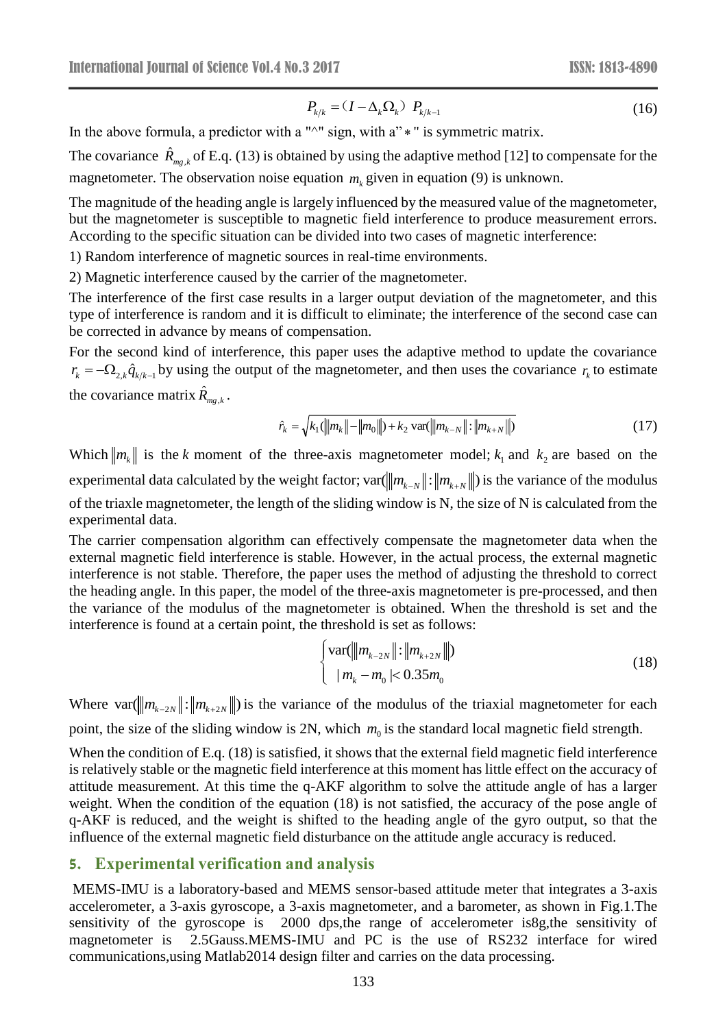$$P_{k/k} = (I - \Delta_k \Omega_k)\ P_{k/k-1} \tag{16}$$

In the above formula, a predictor with a "^" sign, with a" ∗ " is symmetric matrix.

The covariance $\hat{R}_{mg,k}$ of E.q. (13) is obtained by using the adaptive method [12] to compensate for the magnetometer. The observation noise equation $m_k$ given in equation (9) is unknown.

The magnitude of the heading angle is largely influenced by the measured value of the magnetometer, but the magnetometer is susceptible to magnetic field interference to produce measurement errors. According to the specific situation can be divided into two cases of magnetic interference:

1) Random interference of magnetic sources in real-time environments.

2) Magnetic interference caused by the carrier of the magnetometer.

The interference of the first case results in a larger output deviation of the magnetometer, and this type of interference is random and it is difficult to eliminate; the interference of the second case can be corrected in advance by means of compensation.

For the second kind of interference, this paper uses the adaptive method to update the covariance $r_k = -\Omega_{2,k}\hat{q}_{k/k-1}$ by using the output of the magnetometer, and then uses the covariance $r_k$ to estimate the covariance matrix $\hat{R}_{mg,k}$.

$$\hat{r}_k = \sqrt{k_1(\|m_k\| - \|m_0\|) + k_2 \operatorname{var}(\|m_{k-N}\| : \|m_{k+N}\|)} \tag{17}$$

Which $\|m_k\|$ is the $k$ moment of the three-axis magnetometer model; $k_1$ and $k_2$ are based on the experimental data calculated by the weight factor; $\operatorname{var}(\|m_{k-N}\| : \|m_{k+N}\|)$ is the variance of the modulus of the triaxle magnetometer, the length of the sliding window is N, the size of N is calculated from the experimental data.

The carrier compensation algorithm can effectively compensate the magnetometer data when the external magnetic field interference is stable. However, in the actual process, the external magnetic interference is not stable. Therefore, the paper uses the method of adjusting the threshold to correct the heading angle. In this paper, the model of the three-axis magnetometer is pre-processed, and then the variance of the modulus of the magnetometer is obtained. When the threshold is set and the interference is found at a certain point, the threshold is set as follows:

$$\begin{cases} \operatorname{var}(\|m_{k-2N}\| : \|m_{k+2N}\|) \\ |m_k - m_0| < 0.35 m_0 \end{cases} \tag{18}$$

Where $\operatorname{var}(\|m_{k-2N}\| : \|m_{k+2N}\|)$ is the variance of the modulus of the triaxial magnetometer for each point, the size of the sliding window is 2N, which $m_0$ is the standard local magnetic field strength.

When the condition of E.q. (18) is satisfied, it shows that the external field magnetic field interference is relatively stable or the magnetic field interference at this moment has little effect on the accuracy of attitude measurement. At this time the q-AKF algorithm to solve the attitude angle of has a larger weight. When the condition of the equation (18) is not satisfied, the accuracy of the pose angle of q-AKF is reduced, and the weight is shifted to the heading angle of the gyro output, so that the influence of the external magnetic field disturbance on the attitude angle accuracy is reduced.

## 5. Experimental verification and analysis

MEMS-IMU is a laboratory-based and MEMS sensor-based attitude meter that integrates a 3-axis accelerometer, a 3-axis gyroscope, a 3-axis magnetometer, and a barometer, as shown in Fig.1.The sensitivity of the gyroscope is 2000 dps,the range of accelerometer is8g,the sensitivity of magnetometer is 2.5Gauss.MEMS-IMU and PC is the use of RS232 interface for wired communications,using Matlab2014 design filter and carries on the data processing.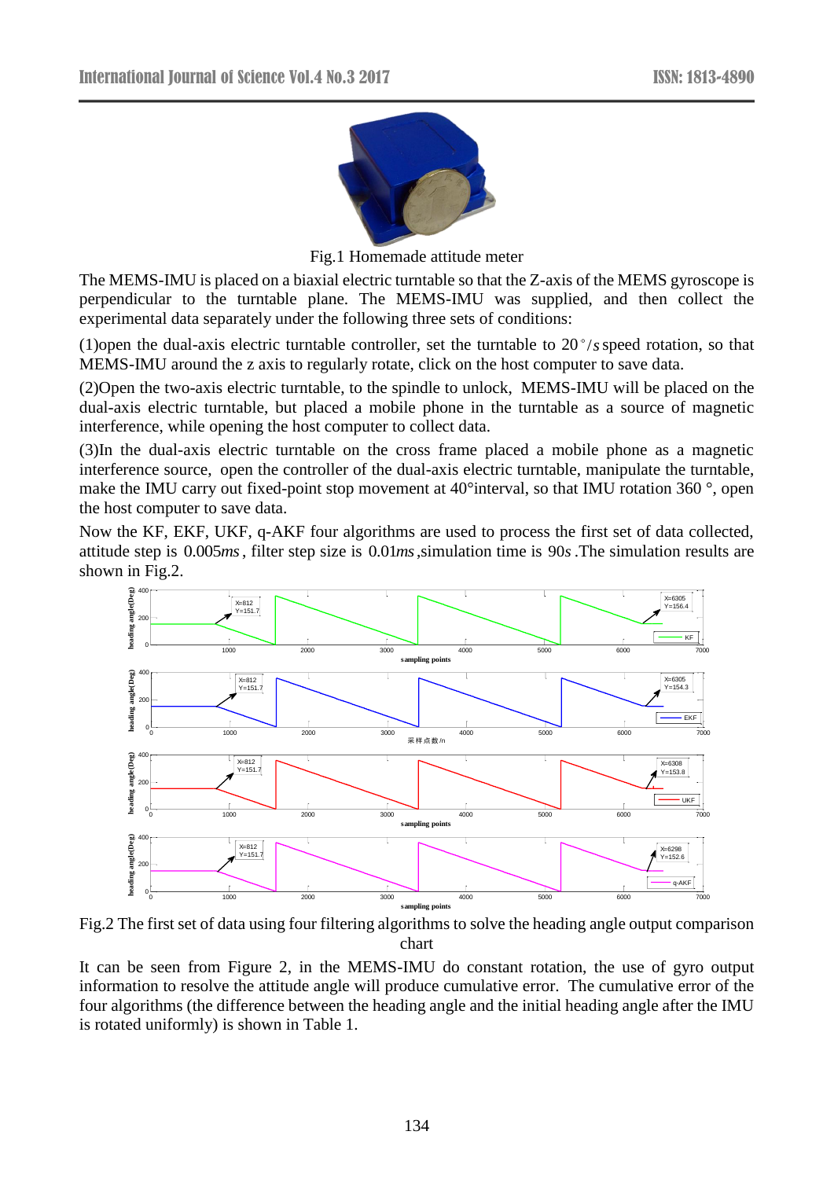Fig.1 Homemade attitude meter

The MEMS-IMU is placed on a biaxial electric turntable so that the Z-axis of the MEMS gyroscope is perpendicular to the turntable plane. The MEMS-IMU was supplied, and then collect the experimental data separately under the following three sets of conditions:

(1)open the dual-axis electric turntable controller, set the turntable to $20^{\circ}/s$ speed rotation, so that MEMS-IMU around the z axis to regularly rotate, click on the host computer to save data.

(2)Open the two-axis electric turntable, to the spindle to unlock, MEMS-IMU will be placed on the dual-axis electric turntable, but placed a mobile phone in the turntable as a source of magnetic interference, while opening the host computer to collect data.

(3)In the dual-axis electric turntable on the cross frame placed a mobile phone as a magnetic interference source, open the controller of the dual-axis electric turntable, manipulate the turntable, make the IMU carry out fixed-point stop movement at 40°interval, so that IMU rotation 360 °, open the host computer to save data.

Now the KF, EKF, UKF, q-AKF four algorithms are used to process the first set of data collected, attitude step is $0.005ms$, filter step size is $0.01ms$, simulation time is $90s$. The simulation results are shown in Fig.2.

Fig.2 The first set of data using four filtering algorithms to solve the heading angle output comparison chart

It can be seen from Figure 2, in the MEMS-IMU do constant rotation, the use of gyro output information to resolve the attitude angle will produce cumulative error. The cumulative error of the four algorithms (the difference between the heading angle and the initial heading angle after the IMU is rotated uniformly) is shown in Table 1.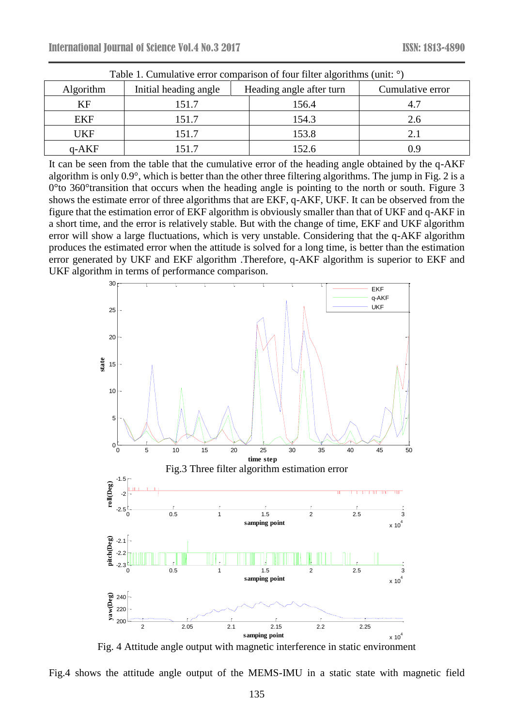Table 1. Cumulative error comparison of four filter algorithms (unit: °)

| Algorithm | Initial heading angle | Heading angle after turn | Cumulative error |
|---|---|---|---|
| KF | 151.7 | 156.4 | 4.7 |
| EKF | 151.7 | 154.3 | 2.6 |
| UKF | 151.7 | 153.8 | 2.1 |
| q-AKF | 151.7 | 152.6 | 0.9 |

It can be seen from the table that the cumulative error of the heading angle obtained by the q-AKF algorithm is only 0.9°, which is better than the other three filtering algorithms. The jump in Fig. 2 is a 0°to 360°transition that occurs when the heading angle is pointing to the north or south. Figure 3 shows the estimate error of three algorithms that are EKF, q-AKF, UKF. It can be observed from the figure that the estimation error of EKF algorithm is obviously smaller than that of UKF and q-AKF in a short time, and the error is relatively stable. But with the change of time, EKF and UKF algorithm error will show a large fluctuations, which is very unstable. Considering that the q-AKF algorithm produces the estimated error when the attitude is solved for a long time, is better than the estimation error generated by UKF and EKF algorithm .Therefore, q-AKF algorithm is superior to EKF and UKF algorithm in terms of performance comparison.

Fig.3 Three filter algorithm estimation error

Fig. 4 Attitude angle output with magnetic interference in static environment

Fig.4 shows the attitude angle output of the MEMS-IMU in a static state with magnetic field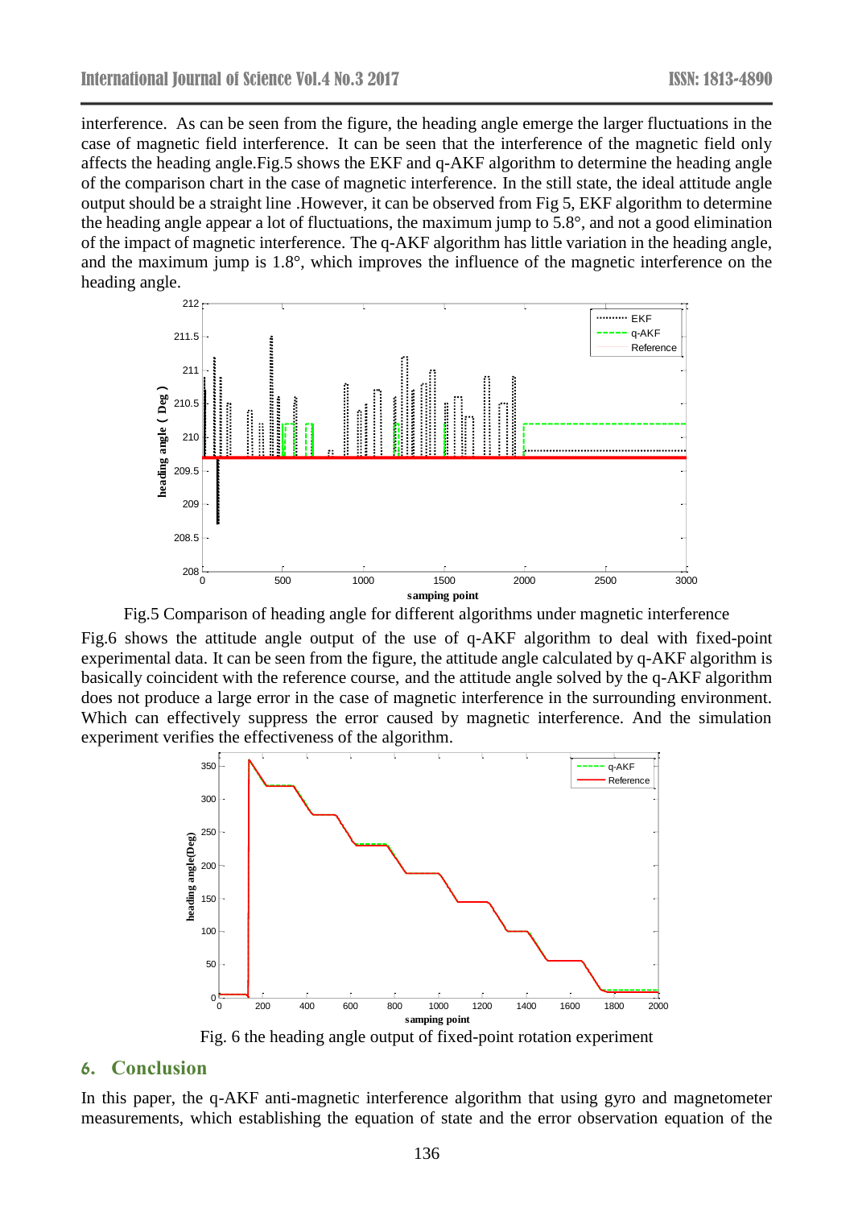interference. As can be seen from the figure, the heading angle emerge the larger fluctuations in the case of magnetic field interference. It can be seen that the interference of the magnetic field only affects the heading angle.Fig.5 shows the EKF and q-AKF algorithm to determine the heading angle of the comparison chart in the case of magnetic interference. In the still state, the ideal attitude angle output should be a straight line .However, it can be observed from Fig 5, EKF algorithm to determine the heading angle appear a lot of fluctuations, the maximum jump to 5.8°, and not a good elimination of the impact of magnetic interference. The q-AKF algorithm has little variation in the heading angle, and the maximum jump is 1.8°, which improves the influence of the magnetic interference on the heading angle.

Fig.5 Comparison of heading angle for different algorithms under magnetic interference

Fig.6 shows the attitude angle output of the use of q-AKF algorithm to deal with fixed-point experimental data. It can be seen from the figure, the attitude angle calculated by q-AKF algorithm is basically coincident with the reference course, and the attitude angle solved by the q-AKF algorithm does not produce a large error in the case of magnetic interference in the surrounding environment. Which can effectively suppress the error caused by magnetic interference. And the simulation experiment verifies the effectiveness of the algorithm.

Fig. 6 the heading angle output of fixed-point rotation experiment

## 6. Conclusion

In this paper, the q-AKF anti-magnetic interference algorithm that using gyro and magnetometer measurements, which establishing the equation of state and the error observation equation of the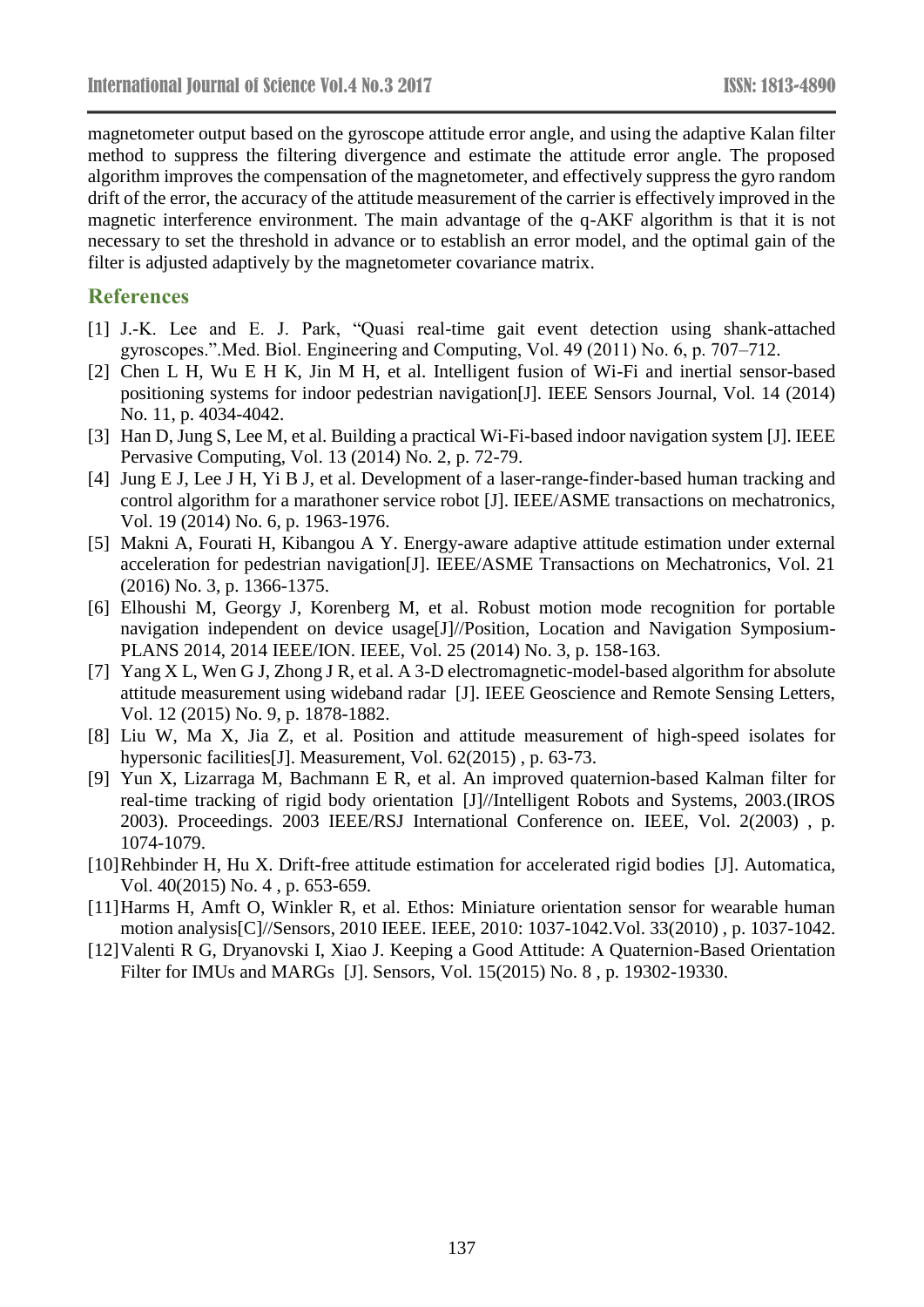magnetometer output based on the gyroscope attitude error angle, and using the adaptive Kalan filter method to suppress the filtering divergence and estimate the attitude error angle. The proposed algorithm improves the compensation of the magnetometer, and effectively suppress the gyro random drift of the error, the accuracy of the attitude measurement of the carrier is effectively improved in the magnetic interference environment. The main advantage of the q-AKF algorithm is that it is not necessary to set the threshold in advance or to establish an error model, and the optimal gain of the filter is adjusted adaptively by the magnetometer covariance matrix.

## References

[1] J.-K. Lee and E. J. Park, "Quasi real-time gait event detection using shank-attached gyroscopes.".Med. Biol. Engineering and Computing, Vol. 49 (2011) No. 6, p. 707–712.

[2] Chen L H, Wu E H K, Jin M H, et al. Intelligent fusion of Wi-Fi and inertial sensor-based positioning systems for indoor pedestrian navigation[J]. IEEE Sensors Journal, Vol. 14 (2014) No. 11, p. 4034-4042.

[3] Han D, Jung S, Lee M, et al. Building a practical Wi-Fi-based indoor navigation system [J]. IEEE Pervasive Computing, Vol. 13 (2014) No. 2, p. 72-79.

[4] Jung E J, Lee J H, Yi B J, et al. Development of a laser-range-finder-based human tracking and control algorithm for a marathoner service robot [J]. IEEE/ASME transactions on mechatronics, Vol. 19 (2014) No. 6, p. 1963-1976.

[5] Makni A, Fourati H, Kibangou A Y. Energy-aware adaptive attitude estimation under external acceleration for pedestrian navigation[J]. IEEE/ASME Transactions on Mechatronics, Vol. 21 (2016) No. 3, p. 1366-1375.

[6] Elhoushi M, Georgy J, Korenberg M, et al. Robust motion mode recognition for portable navigation independent on device usage[J]//Position, Location and Navigation Symposium-PLANS 2014, 2014 IEEE/ION. IEEE, Vol. 25 (2014) No. 3, p. 158-163.

[7] Yang X L, Wen G J, Zhong J R, et al. A 3-D electromagnetic-model-based algorithm for absolute attitude measurement using wideband radar [J]. IEEE Geoscience and Remote Sensing Letters, Vol. 12 (2015) No. 9, p. 1878-1882.

[8] Liu W, Ma X, Jia Z, et al. Position and attitude measurement of high-speed isolates for hypersonic facilities[J]. Measurement, Vol. 62(2015) , p. 63-73.

[9] Yun X, Lizarraga M, Bachmann E R, et al. An improved quaternion-based Kalman filter for real-time tracking of rigid body orientation [J]//Intelligent Robots and Systems, 2003.(IROS 2003). Proceedings. 2003 IEEE/RSJ International Conference on. IEEE, Vol. 2(2003) , p. 1074-1079.

[10] Rehbinder H, Hu X. Drift-free attitude estimation for accelerated rigid bodies [J]. Automatica, Vol. 40(2015) No. 4 , p. 653-659.

[11] Harms H, Amft O, Winkler R, et al. Ethos: Miniature orientation sensor for wearable human motion analysis[C]//Sensors, 2010 IEEE. IEEE, 2010: 1037-1042.Vol. 33(2010) , p. 1037-1042.

[12] Valenti R G, Dryanovski I, Xiao J. Keeping a Good Attitude: A Quaternion-Based Orientation Filter for IMUs and MARGs [J]. Sensors, Vol. 15(2015) No. 8 , p. 19302-19330.